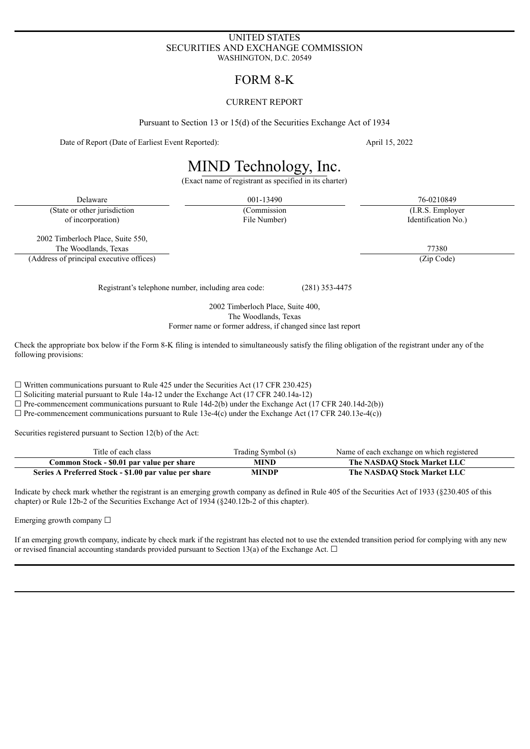UNITED STATES
SECURITIES AND EXCHANGE COMMISSION
WASHINGTON, D.C. 20549

# FORM 8-K

CURRENT REPORT

Pursuant to Section 13 or 15(d) of the Securities Exchange Act of 1934

Date of Report (Date of Earliest Event Reported): April 15, 2022

# MIND Technology, Inc.

(Exact name of registrant as specified in its charter)

| Delaware | 001-13490 | 76-0210849 |
|---|---|---|
| (State or other jurisdiction of incorporation) | (Commission File Number) | (I.R.S. Employer Identification No.) |

2002 Timberloch Place, Suite 550,
The Woodlands, Texas
(Address of principal executive offices)

77380
(Zip Code)

Registrant's telephone number, including area code: (281) 353-4475

2002 Timberloch Place, Suite 400,
The Woodlands, Texas
Former name or former address, if changed since last report

Check the appropriate box below if the Form 8-K filing is intended to simultaneously satisfy the filing obligation of the registrant under any of the following provisions:

☐ Written communications pursuant to Rule 425 under the Securities Act (17 CFR 230.425)
☐ Soliciting material pursuant to Rule 14a-12 under the Exchange Act (17 CFR 240.14a-12)
☐ Pre-commencement communications pursuant to Rule 14d-2(b) under the Exchange Act (17 CFR 240.14d-2(b))
☐ Pre-commencement communications pursuant to Rule 13e-4(c) under the Exchange Act (17 CFR 240.13e-4(c))

Securities registered pursuant to Section 12(b) of the Act:

| Title of each class | Trading Symbol (s) | Name of each exchange on which registered |
|---|---|---|
| **Common Stock - $0.01 par value per share** | **MIND** | **The NASDAQ Stock Market LLC** |
| **Series A Preferred Stock - $1.00 par value per share** | **MINDP** | **The NASDAQ Stock Market LLC** |

Indicate by check mark whether the registrant is an emerging growth company as defined in Rule 405 of the Securities Act of 1933 (§230.405 of this chapter) or Rule 12b-2 of the Securities Exchange Act of 1934 (§240.12b-2 of this chapter).

Emerging growth company ☐

If an emerging growth company, indicate by check mark if the registrant has elected not to use the extended transition period for complying with any new or revised financial accounting standards provided pursuant to Section 13(a) of the Exchange Act. ☐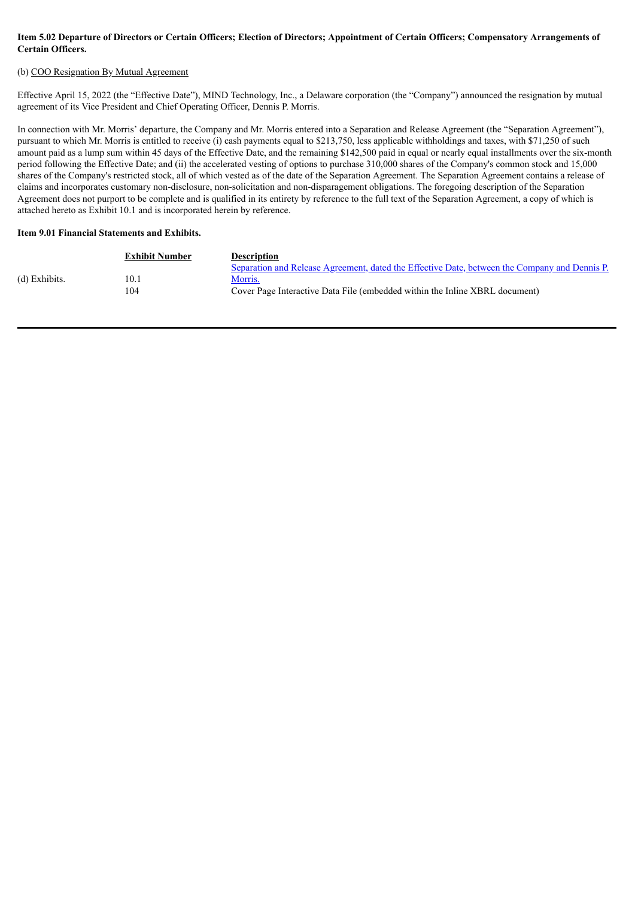**Item 5.02 Departure of Directors or Certain Officers; Election of Directors; Appointment of Certain Officers; Compensatory Arrangements of Certain Officers.**

(b) COO Resignation By Mutual Agreement

Effective April 15, 2022 (the "Effective Date"), MIND Technology, Inc., a Delaware corporation (the "Company") announced the resignation by mutual agreement of its Vice President and Chief Operating Officer, Dennis P. Morris.

In connection with Mr. Morris' departure, the Company and Mr. Morris entered into a Separation and Release Agreement (the "Separation Agreement"), pursuant to which Mr. Morris is entitled to receive (i) cash payments equal to $213,750, less applicable withholdings and taxes, with $71,250 of such amount paid as a lump sum within 45 days of the Effective Date, and the remaining $142,500 paid in equal or nearly equal installments over the six-month period following the Effective Date; and (ii) the accelerated vesting of options to purchase 310,000 shares of the Company's common stock and 15,000 shares of the Company's restricted stock, all of which vested as of the date of the Separation Agreement. The Separation Agreement contains a release of claims and incorporates customary non-disclosure, non-solicitation and non-disparagement obligations. The foregoing description of the Separation Agreement does not purport to be complete and is qualified in its entirety by reference to the full text of the Separation Agreement, a copy of which is attached hereto as Exhibit 10.1 and is incorporated herein by reference.

**Item 9.01 Financial Statements and Exhibits.**

| | Exhibit Number | Description |
|---|---|---|
| (d) Exhibits. | 10.1 | Separation and Release Agreement, dated the Effective Date, between the Company and Dennis P. Morris. |
| | 104 | Cover Page Interactive Data File (embedded within the Inline XBRL document) |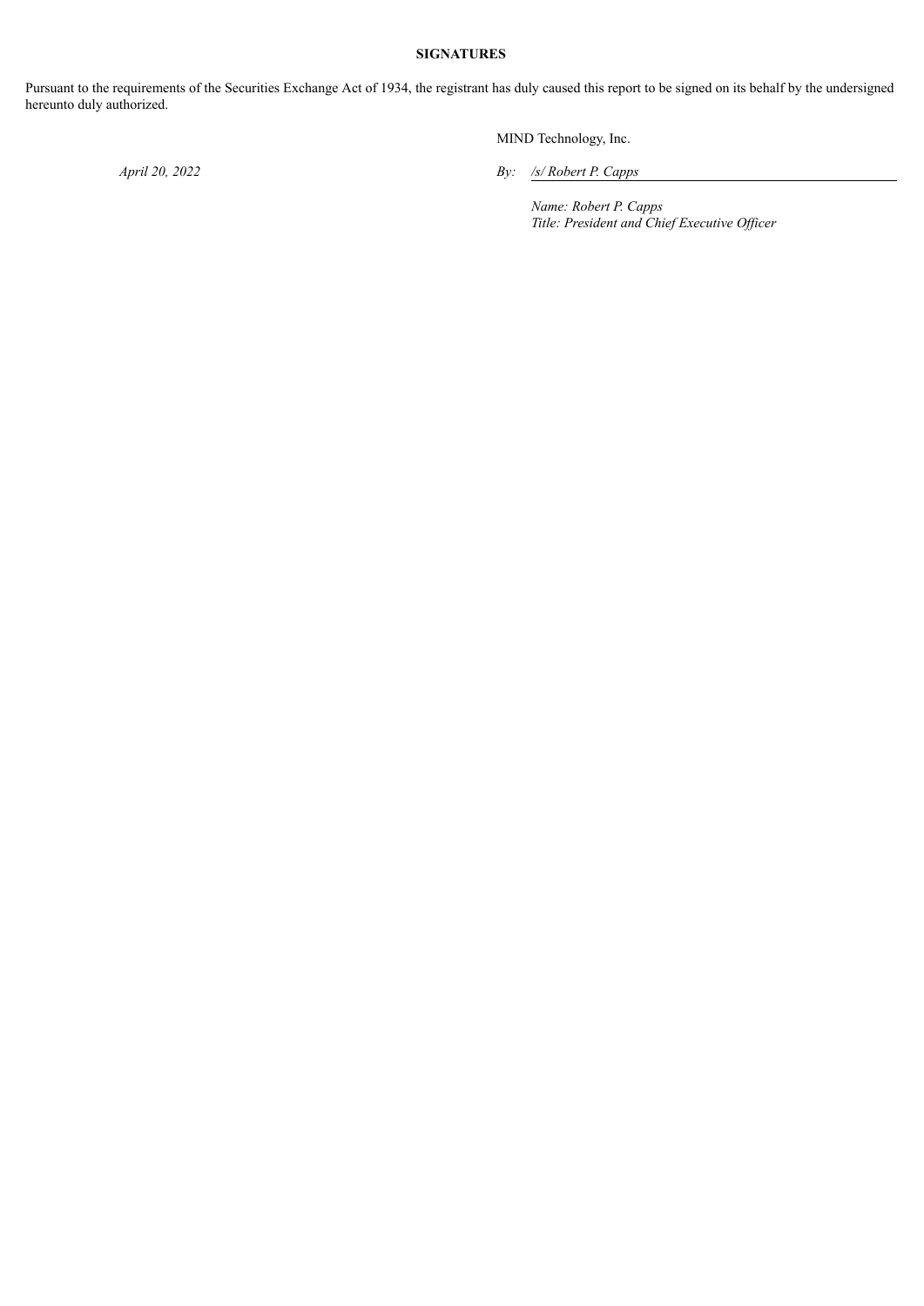**SIGNATURES**

Pursuant to the requirements of the Securities Exchange Act of 1934, the registrant has duly caused this report to be signed on its behalf by the undersigned hereunto duly authorized.

MIND Technology, Inc.

*April 20, 2022* *By: /s/ Robert P. Capps*

*Name: Robert P. Capps*
*Title: President and Chief Executive Officer*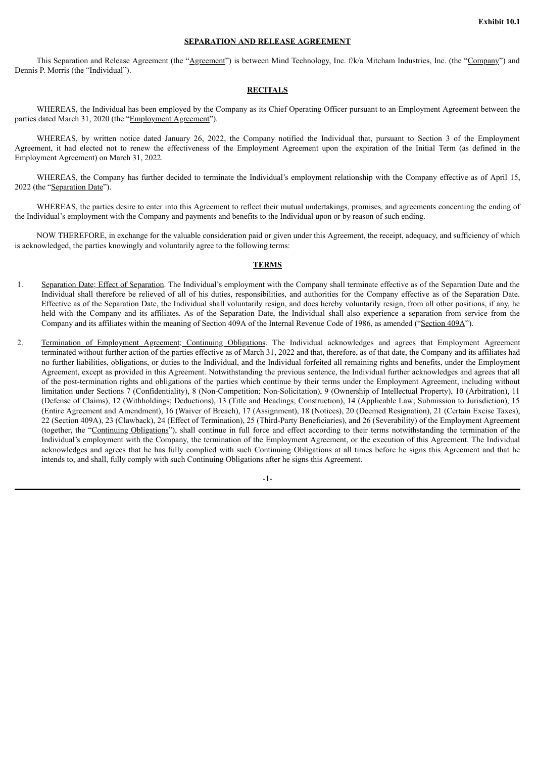**Exhibit 10.1**

## SEPARATION AND RELEASE AGREEMENT

This Separation and Release Agreement (the "Agreement") is between Mind Technology, Inc. f/k/a Mitcham Industries, Inc. (the "Company") and Dennis P. Morris (the "Individual").

## RECITALS

WHEREAS, the Individual has been employed by the Company as its Chief Operating Officer pursuant to an Employment Agreement between the parties dated March 31, 2020 (the "Employment Agreement").

WHEREAS, by written notice dated January 26, 2022, the Company notified the Individual that, pursuant to Section 3 of the Employment Agreement, it had elected not to renew the effectiveness of the Employment Agreement upon the expiration of the Initial Term (as defined in the Employment Agreement) on March 31, 2022.

WHEREAS, the Company has further decided to terminate the Individual's employment relationship with the Company effective as of April 15, 2022 (the "Separation Date").

WHEREAS, the parties desire to enter into this Agreement to reflect their mutual undertakings, promises, and agreements concerning the ending of the Individual's employment with the Company and payments and benefits to the Individual upon or by reason of such ending.

NOW THEREFORE, in exchange for the valuable consideration paid or given under this Agreement, the receipt, adequacy, and sufficiency of which is acknowledged, the parties knowingly and voluntarily agree to the following terms:

## TERMS

1. Separation Date; Effect of Separation. The Individual's employment with the Company shall terminate effective as of the Separation Date and the Individual shall therefore be relieved of all of his duties, responsibilities, and authorities for the Company effective as of the Separation Date. Effective as of the Separation Date, the Individual shall voluntarily resign, and does hereby voluntarily resign, from all other positions, if any, he held with the Company and its affiliates. As of the Separation Date, the Individual shall also experience a separation from service from the Company and its affiliates within the meaning of Section 409A of the Internal Revenue Code of 1986, as amended ("Section 409A").

2. Termination of Employment Agreement; Continuing Obligations. The Individual acknowledges and agrees that Employment Agreement terminated without further action of the parties effective as of March 31, 2022 and that, therefore, as of that date, the Company and its affiliates had no further liabilities, obligations, or duties to the Individual, and the Individual forfeited all remaining rights and benefits, under the Employment Agreement, except as provided in this Agreement. Notwithstanding the previous sentence, the Individual further acknowledges and agrees that all of the post-termination rights and obligations of the parties which continue by their terms under the Employment Agreement, including without limitation under Sections 7 (Confidentiality), 8 (Non-Competition; Non-Solicitation), 9 (Ownership of Intellectual Property), 10 (Arbitration), 11 (Defense of Claims), 12 (Withholdings; Deductions), 13 (Title and Headings; Construction), 14 (Applicable Law; Submission to Jurisdiction), 15 (Entire Agreement and Amendment), 16 (Waiver of Breach), 17 (Assignment), 18 (Notices), 20 (Deemed Resignation), 21 (Certain Excise Taxes), 22 (Section 409A), 23 (Clawback), 24 (Effect of Termination), 25 (Third-Party Beneficiaries), and 26 (Severability) of the Employment Agreement (together, the "Continuing Obligations"), shall continue in full force and effect according to their terms notwithstanding the termination of the Individual's employment with the Company, the termination of the Employment Agreement, or the execution of this Agreement. The Individual acknowledges and agrees that he has fully complied with such Continuing Obligations at all times before he signs this Agreement and that he intends to, and shall, fully comply with such Continuing Obligations after he signs this Agreement.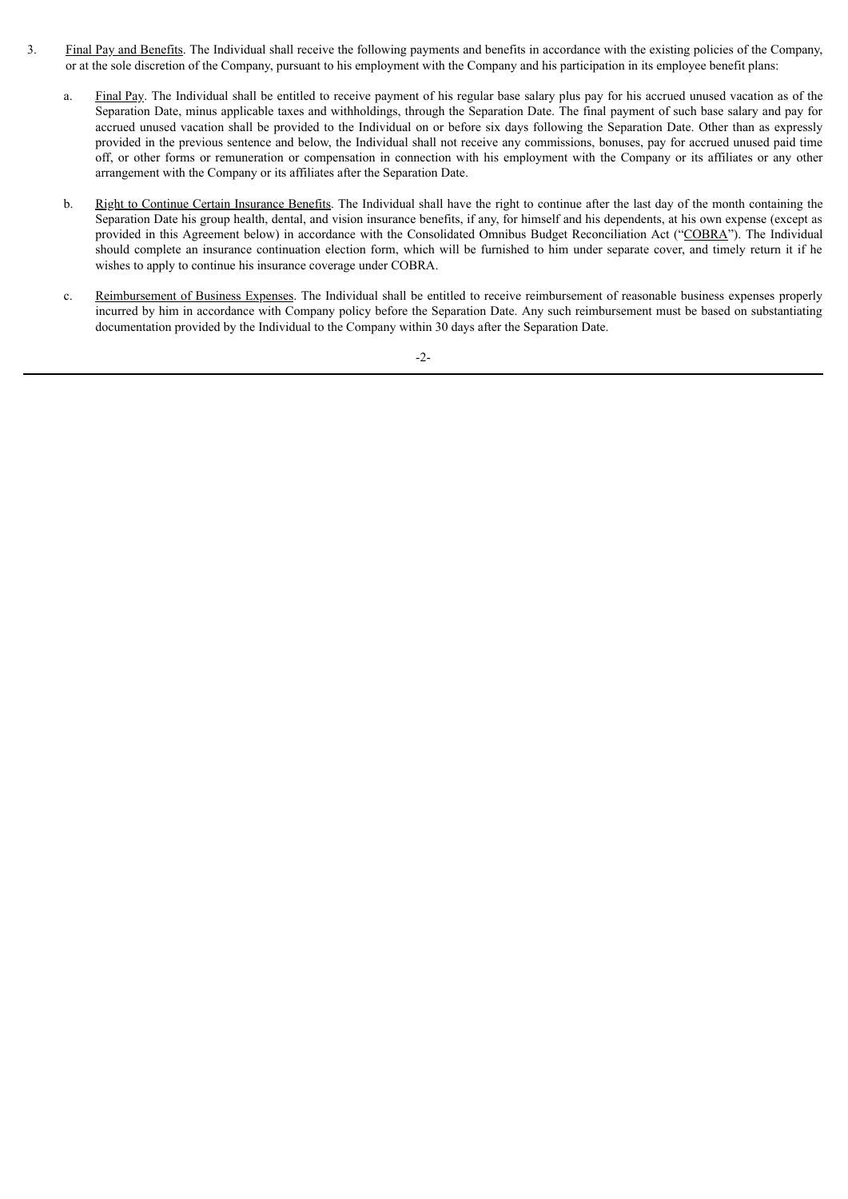3. Final Pay and Benefits. The Individual shall receive the following payments and benefits in accordance with the existing policies of the Company, or at the sole discretion of the Company, pursuant to his employment with the Company and his participation in its employee benefit plans:

   a. Final Pay. The Individual shall be entitled to receive payment of his regular base salary plus pay for his accrued unused vacation as of the Separation Date, minus applicable taxes and withholdings, through the Separation Date. The final payment of such base salary and pay for accrued unused vacation shall be provided to the Individual on or before six days following the Separation Date. Other than as expressly provided in the previous sentence and below, the Individual shall not receive any commissions, bonuses, pay for accrued unused paid time off, or other forms or remuneration or compensation in connection with his employment with the Company or its affiliates or any other arrangement with the Company or its affiliates after the Separation Date.

   b. Right to Continue Certain Insurance Benefits. The Individual shall have the right to continue after the last day of the month containing the Separation Date his group health, dental, and vision insurance benefits, if any, for himself and his dependents, at his own expense (except as provided in this Agreement below) in accordance with the Consolidated Omnibus Budget Reconciliation Act ("COBRA"). The Individual should complete an insurance continuation election form, which will be furnished to him under separate cover, and timely return it if he wishes to apply to continue his insurance coverage under COBRA.

   c. Reimbursement of Business Expenses. The Individual shall be entitled to receive reimbursement of reasonable business expenses properly incurred by him in accordance with Company policy before the Separation Date. Any such reimbursement must be based on substantiating documentation provided by the Individual to the Company within 30 days after the Separation Date.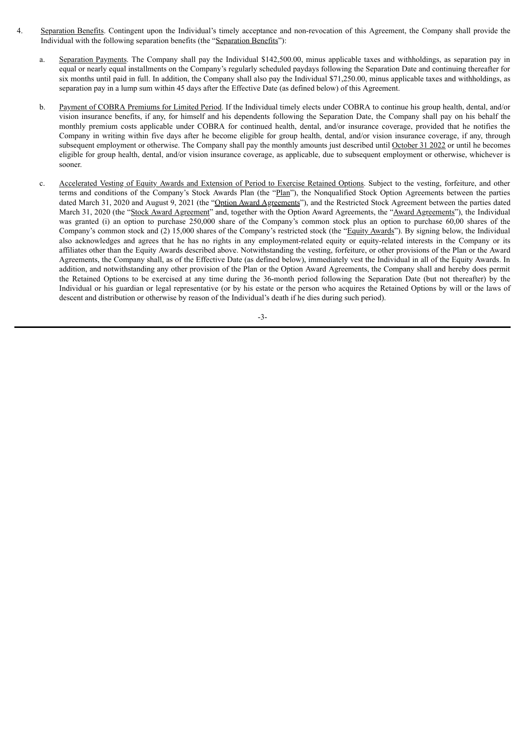4. Separation Benefits. Contingent upon the Individual's timely acceptance and non-revocation of this Agreement, the Company shall provide the Individual with the following separation benefits (the "Separation Benefits"):

   a. Separation Payments. The Company shall pay the Individual $142,500.00, minus applicable taxes and withholdings, as separation pay in equal or nearly equal installments on the Company's regularly scheduled paydays following the Separation Date and continuing thereafter for six months until paid in full. In addition, the Company shall also pay the Individual $71,250.00, minus applicable taxes and withholdings, as separation pay in a lump sum within 45 days after the Effective Date (as defined below) of this Agreement.

   b. Payment of COBRA Premiums for Limited Period. If the Individual timely elects under COBRA to continue his group health, dental, and/or vision insurance benefits, if any, for himself and his dependents following the Separation Date, the Company shall pay on his behalf the monthly premium costs applicable under COBRA for continued health, dental, and/or insurance coverage, provided that he notifies the Company in writing within five days after he become eligible for group health, dental, and/or vision insurance coverage, if any, through subsequent employment or otherwise. The Company shall pay the monthly amounts just described until October 31 2022 or until he becomes eligible for group health, dental, and/or vision insurance coverage, as applicable, due to subsequent employment or otherwise, whichever is sooner.

   c. Accelerated Vesting of Equity Awards and Extension of Period to Exercise Retained Options. Subject to the vesting, forfeiture, and other terms and conditions of the Company's Stock Awards Plan (the "Plan"), the Nonqualified Stock Option Agreements between the parties dated March 31, 2020 and August 9, 2021 (the "Option Award Agreements"), and the Restricted Stock Agreement between the parties dated March 31, 2020 (the "Stock Award Agreement" and, together with the Option Award Agreements, the "Award Agreements"), the Individual was granted (i) an option to purchase 250,000 share of the Company's common stock plus an option to purchase 60,00 shares of the Company's common stock and (2) 15,000 shares of the Company's restricted stock (the "Equity Awards"). By signing below, the Individual also acknowledges and agrees that he has no rights in any employment-related equity or equity-related interests in the Company or its affiliates other than the Equity Awards described above. Notwithstanding the vesting, forfeiture, or other provisions of the Plan or the Award Agreements, the Company shall, as of the Effective Date (as defined below), immediately vest the Individual in all of the Equity Awards. In addition, and notwithstanding any other provision of the Plan or the Option Award Agreements, the Company shall and hereby does permit the Retained Options to be exercised at any time during the 36-month period following the Separation Date (but not thereafter) by the Individual or his guardian or legal representative (or by his estate or the person who acquires the Retained Options by will or the laws of descent and distribution or otherwise by reason of the Individual's death if he dies during such period).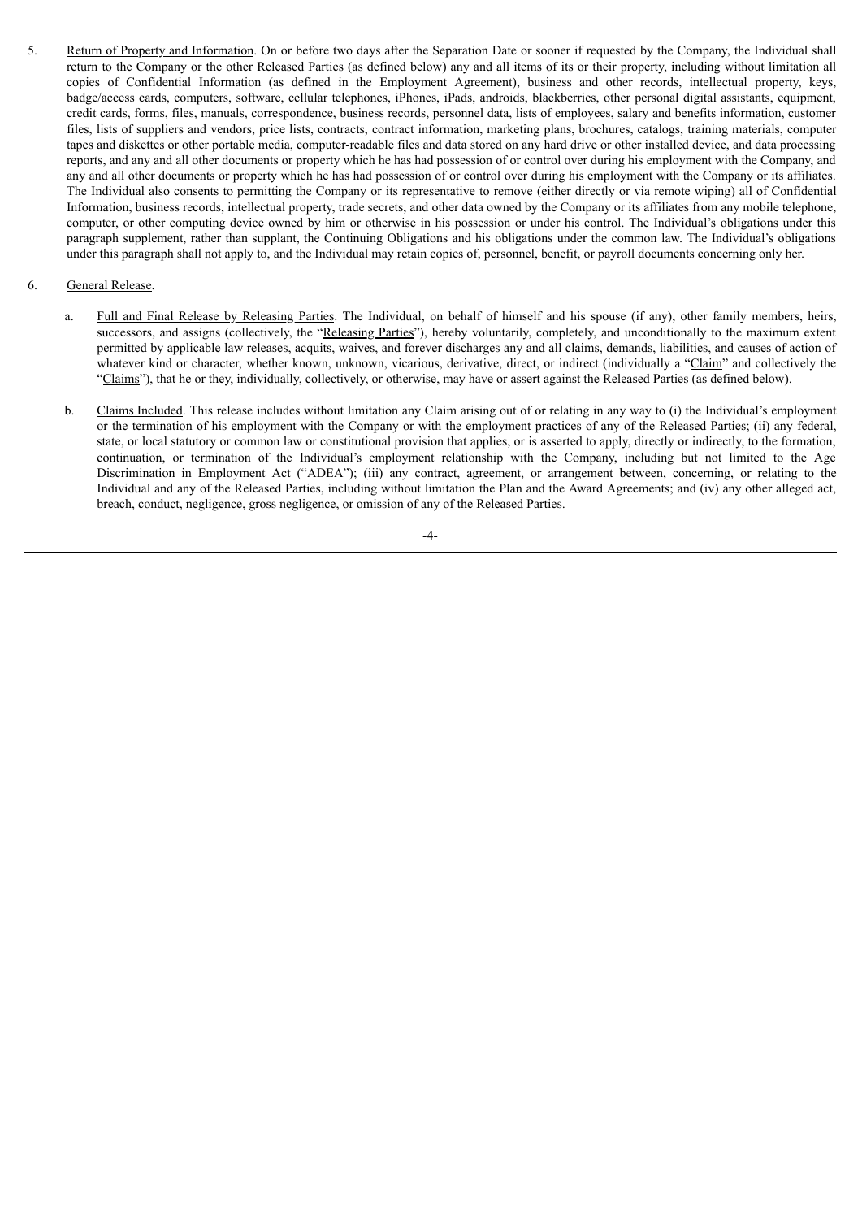5. Return of Property and Information. On or before two days after the Separation Date or sooner if requested by the Company, the Individual shall return to the Company or the other Released Parties (as defined below) any and all items of its or their property, including without limitation all copies of Confidential Information (as defined in the Employment Agreement), business and other records, intellectual property, keys, badge/access cards, computers, software, cellular telephones, iPhones, iPads, androids, blackberries, other personal digital assistants, equipment, credit cards, forms, files, manuals, correspondence, business records, personnel data, lists of employees, salary and benefits information, customer files, lists of suppliers and vendors, price lists, contracts, contract information, marketing plans, brochures, catalogs, training materials, computer tapes and diskettes or other portable media, computer-readable files and data stored on any hard drive or other installed device, and data processing reports, and any and all other documents or property which he has had possession of or control over during his employment with the Company, and any and all other documents or property which he has had possession of or control over during his employment with the Company or its affiliates. The Individual also consents to permitting the Company or its representative to remove (either directly or via remote wiping) all of Confidential Information, business records, intellectual property, trade secrets, and other data owned by the Company or its affiliates from any mobile telephone, computer, or other computing device owned by him or otherwise in his possession or under his control. The Individual's obligations under this paragraph supplement, rather than supplant, the Continuing Obligations and his obligations under the common law. The Individual's obligations under this paragraph shall not apply to, and the Individual may retain copies of, personnel, benefit, or payroll documents concerning only her.

6. General Release.

   a. Full and Final Release by Releasing Parties. The Individual, on behalf of himself and his spouse (if any), other family members, heirs, successors, and assigns (collectively, the "Releasing Parties"), hereby voluntarily, completely, and unconditionally to the maximum extent permitted by applicable law releases, acquits, waives, and forever discharges any and all claims, demands, liabilities, and causes of action of whatever kind or character, whether known, unknown, vicarious, derivative, direct, or indirect (individually a "Claim" and collectively the "Claims"), that he or they, individually, collectively, or otherwise, may have or assert against the Released Parties (as defined below).

   b. Claims Included. This release includes without limitation any Claim arising out of or relating in any way to (i) the Individual's employment or the termination of his employment with the Company or with the employment practices of any of the Released Parties; (ii) any federal, state, or local statutory or common law or constitutional provision that applies, or is asserted to apply, directly or indirectly, to the formation, continuation, or termination of the Individual's employment relationship with the Company, including but not limited to the Age Discrimination in Employment Act ("ADEA"); (iii) any contract, agreement, or arrangement between, concerning, or relating to the Individual and any of the Released Parties, including without limitation the Plan and the Award Agreements; and (iv) any other alleged act, breach, conduct, negligence, gross negligence, or omission of any of the Released Parties.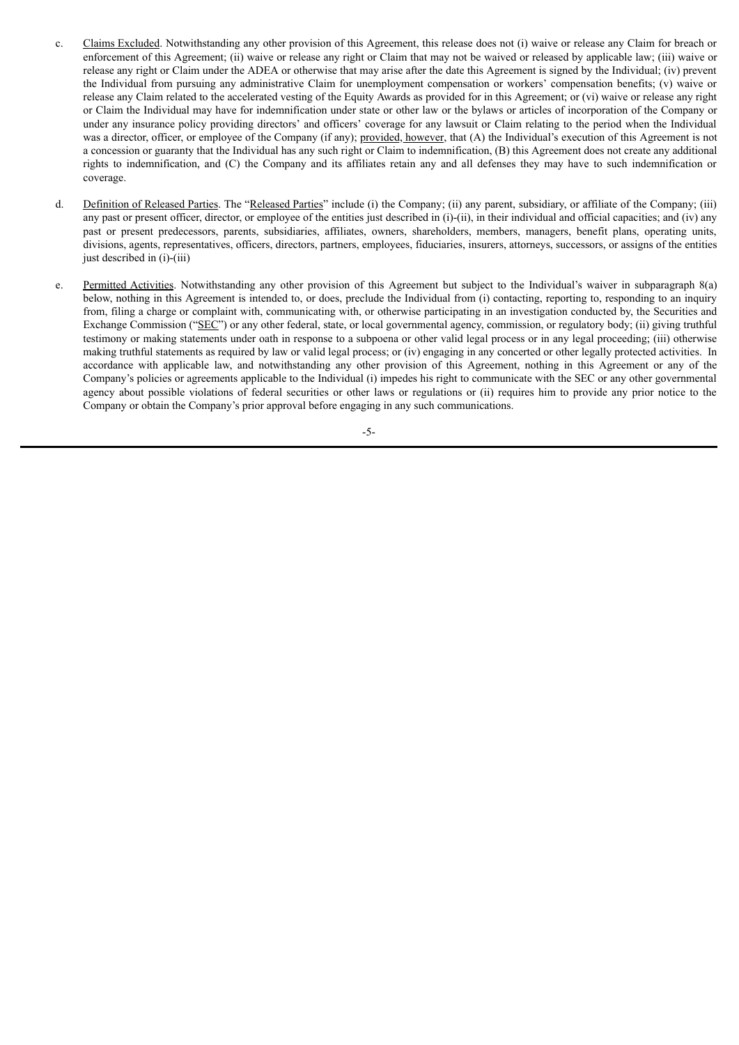c. Claims Excluded. Notwithstanding any other provision of this Agreement, this release does not (i) waive or release any Claim for breach or enforcement of this Agreement; (ii) waive or release any right or Claim that may not be waived or released by applicable law; (iii) waive or release any right or Claim under the ADEA or otherwise that may arise after the date this Agreement is signed by the Individual; (iv) prevent the Individual from pursuing any administrative Claim for unemployment compensation or workers' compensation benefits; (v) waive or release any Claim related to the accelerated vesting of the Equity Awards as provided for in this Agreement; or (vi) waive or release any right or Claim the Individual may have for indemnification under state or other law or the bylaws or articles of incorporation of the Company or under any insurance policy providing directors' and officers' coverage for any lawsuit or Claim relating to the period when the Individual was a director, officer, or employee of the Company (if any); provided, however, that (A) the Individual's execution of this Agreement is not a concession or guaranty that the Individual has any such right or Claim to indemnification, (B) this Agreement does not create any additional rights to indemnification, and (C) the Company and its affiliates retain any and all defenses they may have to such indemnification or coverage.

d. Definition of Released Parties. The "Released Parties" include (i) the Company; (ii) any parent, subsidiary, or affiliate of the Company; (iii) any past or present officer, director, or employee of the entities just described in (i)-(ii), in their individual and official capacities; and (iv) any past or present predecessors, parents, subsidiaries, affiliates, owners, shareholders, members, managers, benefit plans, operating units, divisions, agents, representatives, officers, directors, partners, employees, fiduciaries, insurers, attorneys, successors, or assigns of the entities just described in (i)-(iii)

e. Permitted Activities. Notwithstanding any other provision of this Agreement but subject to the Individual's waiver in subparagraph 8(a) below, nothing in this Agreement is intended to, or does, preclude the Individual from (i) contacting, reporting to, responding to an inquiry from, filing a charge or complaint with, communicating with, or otherwise participating in an investigation conducted by, the Securities and Exchange Commission ("SEC") or any other federal, state, or local governmental agency, commission, or regulatory body; (ii) giving truthful testimony or making statements under oath in response to a subpoena or other valid legal process or in any legal proceeding; (iii) otherwise making truthful statements as required by law or valid legal process; or (iv) engaging in any concerted or other legally protected activities. In accordance with applicable law, and notwithstanding any other provision of this Agreement, nothing in this Agreement or any of the Company's policies or agreements applicable to the Individual (i) impedes his right to communicate with the SEC or any other governmental agency about possible violations of federal securities or other laws or regulations or (ii) requires him to provide any prior notice to the Company or obtain the Company's prior approval before engaging in any such communications.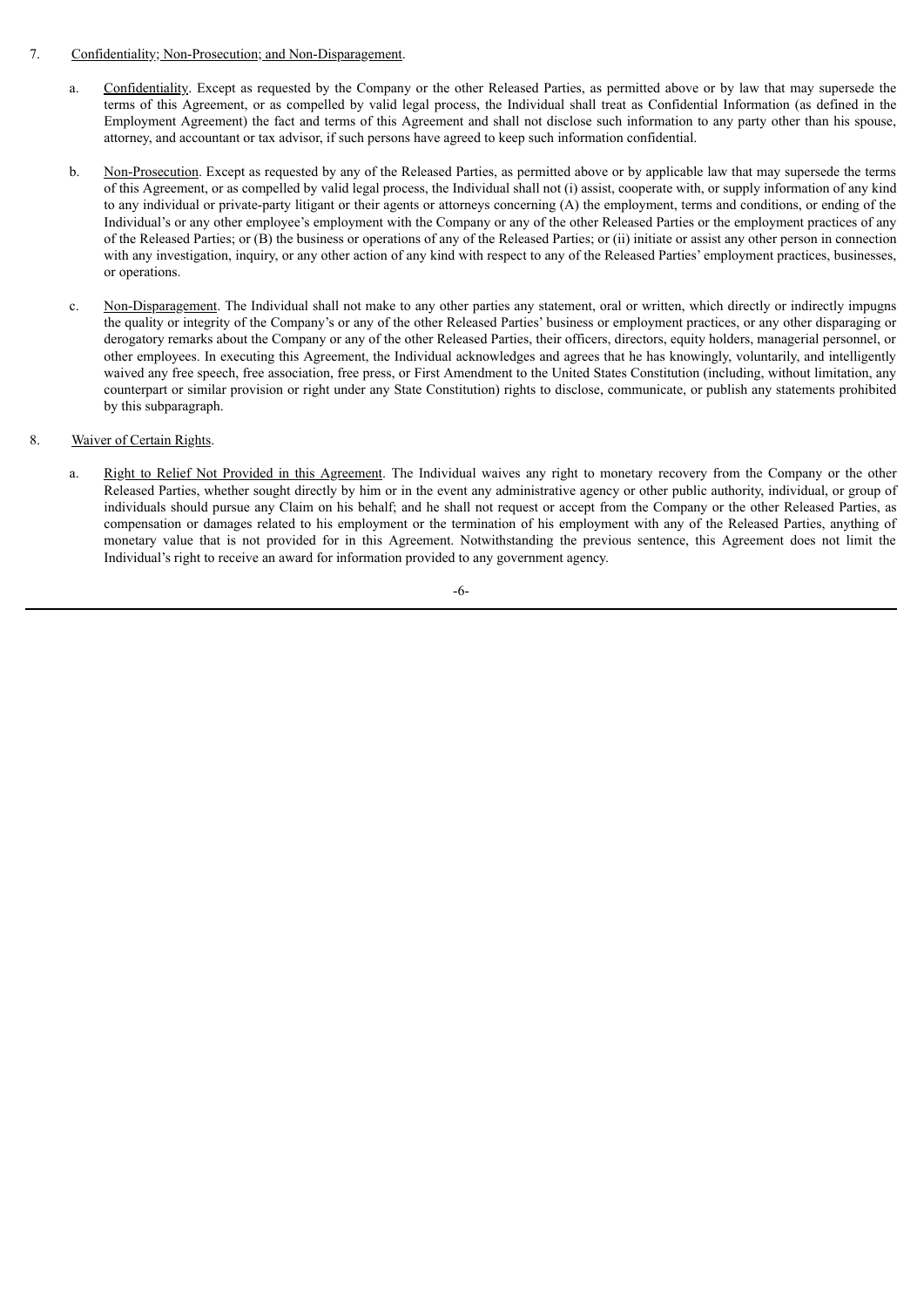7. Confidentiality; Non-Prosecution; and Non-Disparagement.

   a. Confidentiality. Except as requested by the Company or the other Released Parties, as permitted above or by law that may supersede the terms of this Agreement, or as compelled by valid legal process, the Individual shall treat as Confidential Information (as defined in the Employment Agreement) the fact and terms of this Agreement and shall not disclose such information to any party other than his spouse, attorney, and accountant or tax advisor, if such persons have agreed to keep such information confidential.

   b. Non-Prosecution. Except as requested by any of the Released Parties, as permitted above or by applicable law that may supersede the terms of this Agreement, or as compelled by valid legal process, the Individual shall not (i) assist, cooperate with, or supply information of any kind to any individual or private-party litigant or their agents or attorneys concerning (A) the employment, terms and conditions, or ending of the Individual's or any other employee's employment with the Company or any of the other Released Parties or the employment practices of any of the Released Parties; or (B) the business or operations of any of the Released Parties; or (ii) initiate or assist any other person in connection with any investigation, inquiry, or any other action of any kind with respect to any of the Released Parties' employment practices, businesses, or operations.

   c. Non-Disparagement. The Individual shall not make to any other parties any statement, oral or written, which directly or indirectly impugns the quality or integrity of the Company's or any of the other Released Parties' business or employment practices, or any other disparaging or derogatory remarks about the Company or any of the other Released Parties, their officers, directors, equity holders, managerial personnel, or other employees. In executing this Agreement, the Individual acknowledges and agrees that he has knowingly, voluntarily, and intelligently waived any free speech, free association, free press, or First Amendment to the United States Constitution (including, without limitation, any counterpart or similar provision or right under any State Constitution) rights to disclose, communicate, or publish any statements prohibited by this subparagraph.

8. Waiver of Certain Rights.

   a. Right to Relief Not Provided in this Agreement. The Individual waives any right to monetary recovery from the Company or the other Released Parties, whether sought directly by him or in the event any administrative agency or other public authority, individual, or group of individuals should pursue any Claim on his behalf; and he shall not request or accept from the Company or the other Released Parties, as compensation or damages related to his employment or the termination of his employment with any of the Released Parties, anything of monetary value that is not provided for in this Agreement. Notwithstanding the previous sentence, this Agreement does not limit the Individual's right to receive an award for information provided to any government agency.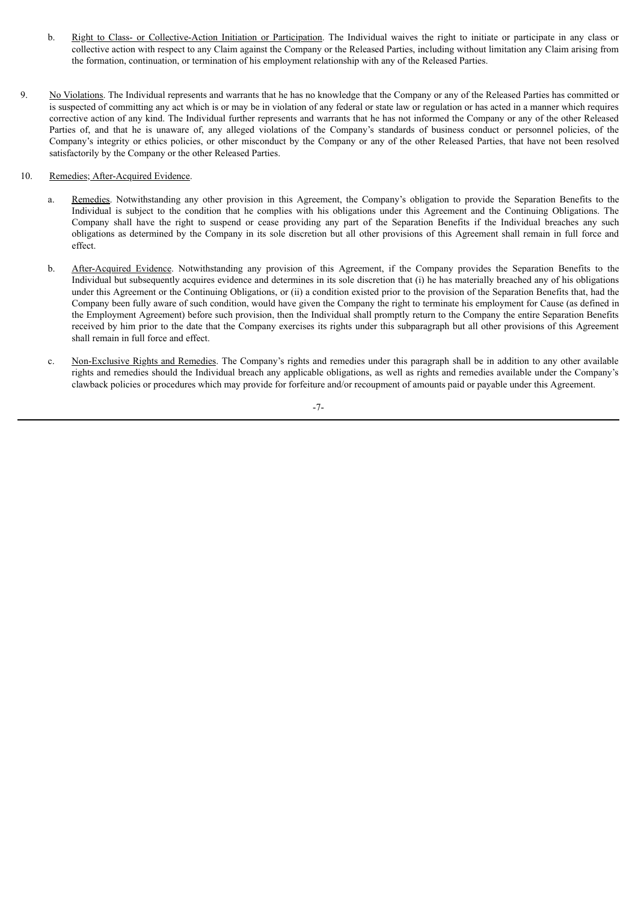b. Right to Class- or Collective-Action Initiation or Participation. The Individual waives the right to initiate or participate in any class or collective action with respect to any Claim against the Company or the Released Parties, including without limitation any Claim arising from the formation, continuation, or termination of his employment relationship with any of the Released Parties.

9. No Violations. The Individual represents and warrants that he has no knowledge that the Company or any of the Released Parties has committed or is suspected of committing any act which is or may be in violation of any federal or state law or regulation or has acted in a manner which requires corrective action of any kind. The Individual further represents and warrants that he has not informed the Company or any of the other Released Parties of, and that he is unaware of, any alleged violations of the Company's standards of business conduct or personnel policies, of the Company's integrity or ethics policies, or other misconduct by the Company or any of the other Released Parties, that have not been resolved satisfactorily by the Company or the other Released Parties.

10. Remedies; After-Acquired Evidence.

a. Remedies. Notwithstanding any other provision in this Agreement, the Company's obligation to provide the Separation Benefits to the Individual is subject to the condition that he complies with his obligations under this Agreement and the Continuing Obligations. The Company shall have the right to suspend or cease providing any part of the Separation Benefits if the Individual breaches any such obligations as determined by the Company in its sole discretion but all other provisions of this Agreement shall remain in full force and effect.

b. After-Acquired Evidence. Notwithstanding any provision of this Agreement, if the Company provides the Separation Benefits to the Individual but subsequently acquires evidence and determines in its sole discretion that (i) he has materially breached any of his obligations under this Agreement or the Continuing Obligations, or (ii) a condition existed prior to the provision of the Separation Benefits that, had the Company been fully aware of such condition, would have given the Company the right to terminate his employment for Cause (as defined in the Employment Agreement) before such provision, then the Individual shall promptly return to the Company the entire Separation Benefits received by him prior to the date that the Company exercises its rights under this subparagraph but all other provisions of this Agreement shall remain in full force and effect.

c. Non-Exclusive Rights and Remedies. The Company's rights and remedies under this paragraph shall be in addition to any other available rights and remedies should the Individual breach any applicable obligations, as well as rights and remedies available under the Company's clawback policies or procedures which may provide for forfeiture and/or recoupment of amounts paid or payable under this Agreement.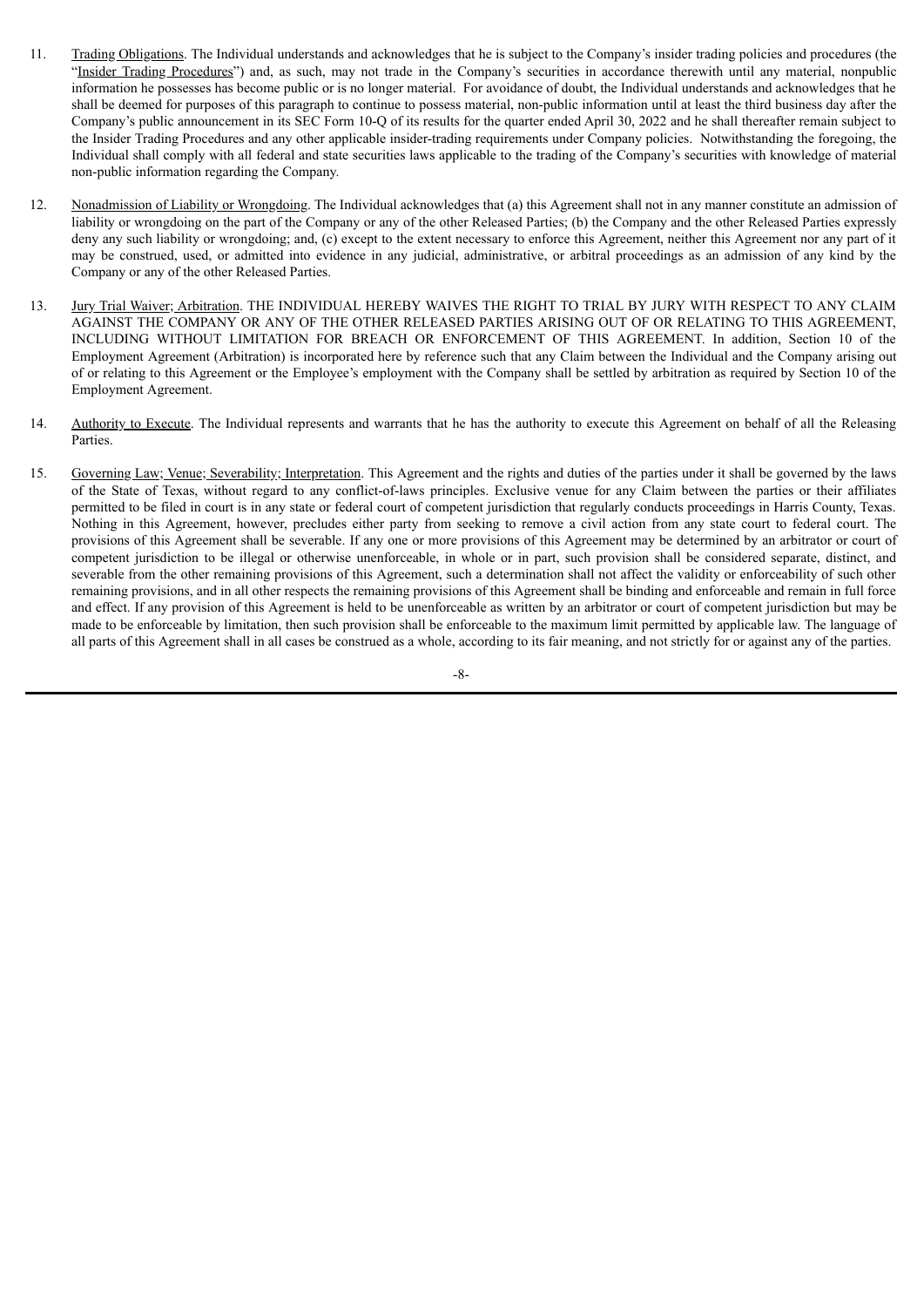11. Trading Obligations. The Individual understands and acknowledges that he is subject to the Company's insider trading policies and procedures (the "Insider Trading Procedures") and, as such, may not trade in the Company's securities in accordance therewith until any material, nonpublic information he possesses has become public or is no longer material. For avoidance of doubt, the Individual understands and acknowledges that he shall be deemed for purposes of this paragraph to continue to possess material, non-public information until at least the third business day after the Company's public announcement in its SEC Form 10-Q of its results for the quarter ended April 30, 2022 and he shall thereafter remain subject to the Insider Trading Procedures and any other applicable insider-trading requirements under Company policies. Notwithstanding the foregoing, the Individual shall comply with all federal and state securities laws applicable to the trading of the Company's securities with knowledge of material non-public information regarding the Company.

12. Nonadmission of Liability or Wrongdoing. The Individual acknowledges that (a) this Agreement shall not in any manner constitute an admission of liability or wrongdoing on the part of the Company or any of the other Released Parties; (b) the Company and the other Released Parties expressly deny any such liability or wrongdoing; and, (c) except to the extent necessary to enforce this Agreement, neither this Agreement nor any part of it may be construed, used, or admitted into evidence in any judicial, administrative, or arbitral proceedings as an admission of any kind by the Company or any of the other Released Parties.

13. Jury Trial Waiver; Arbitration. THE INDIVIDUAL HEREBY WAIVES THE RIGHT TO TRIAL BY JURY WITH RESPECT TO ANY CLAIM AGAINST THE COMPANY OR ANY OF THE OTHER RELEASED PARTIES ARISING OUT OF OR RELATING TO THIS AGREEMENT, INCLUDING WITHOUT LIMITATION FOR BREACH OR ENFORCEMENT OF THIS AGREEMENT. In addition, Section 10 of the Employment Agreement (Arbitration) is incorporated here by reference such that any Claim between the Individual and the Company arising out of or relating to this Agreement or the Employee's employment with the Company shall be settled by arbitration as required by Section 10 of the Employment Agreement.

14. Authority to Execute. The Individual represents and warrants that he has the authority to execute this Agreement on behalf of all the Releasing Parties.

15. Governing Law; Venue; Severability; Interpretation. This Agreement and the rights and duties of the parties under it shall be governed by the laws of the State of Texas, without regard to any conflict-of-laws principles. Exclusive venue for any Claim between the parties or their affiliates permitted to be filed in court is in any state or federal court of competent jurisdiction that regularly conducts proceedings in Harris County, Texas. Nothing in this Agreement, however, precludes either party from seeking to remove a civil action from any state court to federal court. The provisions of this Agreement shall be severable. If any one or more provisions of this Agreement may be determined by an arbitrator or court of competent jurisdiction to be illegal or otherwise unenforceable, in whole or in part, such provision shall be considered separate, distinct, and severable from the other remaining provisions of this Agreement, such a determination shall not affect the validity or enforceability of such other remaining provisions, and in all other respects the remaining provisions of this Agreement shall be binding and enforceable and remain in full force and effect. If any provision of this Agreement is held to be unenforceable as written by an arbitrator or court of competent jurisdiction but may be made to be enforceable by limitation, then such provision shall be enforceable to the maximum limit permitted by applicable law. The language of all parts of this Agreement shall in all cases be construed as a whole, according to its fair meaning, and not strictly for or against any of the parties.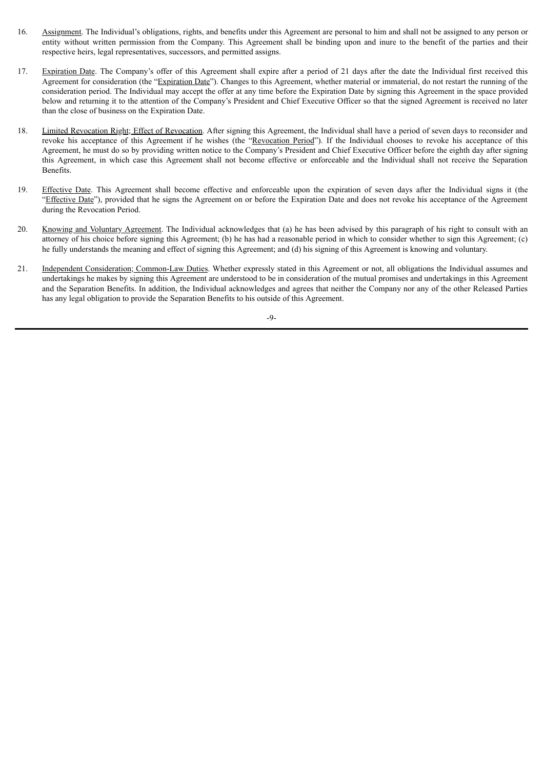16. Assignment. The Individual's obligations, rights, and benefits under this Agreement are personal to him and shall not be assigned to any person or entity without written permission from the Company. This Agreement shall be binding upon and inure to the benefit of the parties and their respective heirs, legal representatives, successors, and permitted assigns.

17. Expiration Date. The Company's offer of this Agreement shall expire after a period of 21 days after the date the Individual first received this Agreement for consideration (the "Expiration Date"). Changes to this Agreement, whether material or immaterial, do not restart the running of the consideration period. The Individual may accept the offer at any time before the Expiration Date by signing this Agreement in the space provided below and returning it to the attention of the Company's President and Chief Executive Officer so that the signed Agreement is received no later than the close of business on the Expiration Date.

18. Limited Revocation Right; Effect of Revocation. After signing this Agreement, the Individual shall have a period of seven days to reconsider and revoke his acceptance of this Agreement if he wishes (the "Revocation Period"). If the Individual chooses to revoke his acceptance of this Agreement, he must do so by providing written notice to the Company's President and Chief Executive Officer before the eighth day after signing this Agreement, in which case this Agreement shall not become effective or enforceable and the Individual shall not receive the Separation Benefits.

19. Effective Date. This Agreement shall become effective and enforceable upon the expiration of seven days after the Individual signs it (the "Effective Date"), provided that he signs the Agreement on or before the Expiration Date and does not revoke his acceptance of the Agreement during the Revocation Period.

20. Knowing and Voluntary Agreement. The Individual acknowledges that (a) he has been advised by this paragraph of his right to consult with an attorney of his choice before signing this Agreement; (b) he has had a reasonable period in which to consider whether to sign this Agreement; (c) he fully understands the meaning and effect of signing this Agreement; and (d) his signing of this Agreement is knowing and voluntary.

21. Independent Consideration; Common-Law Duties. Whether expressly stated in this Agreement or not, all obligations the Individual assumes and undertakings he makes by signing this Agreement are understood to be in consideration of the mutual promises and undertakings in this Agreement and the Separation Benefits. In addition, the Individual acknowledges and agrees that neither the Company nor any of the other Released Parties has any legal obligation to provide the Separation Benefits to his outside of this Agreement.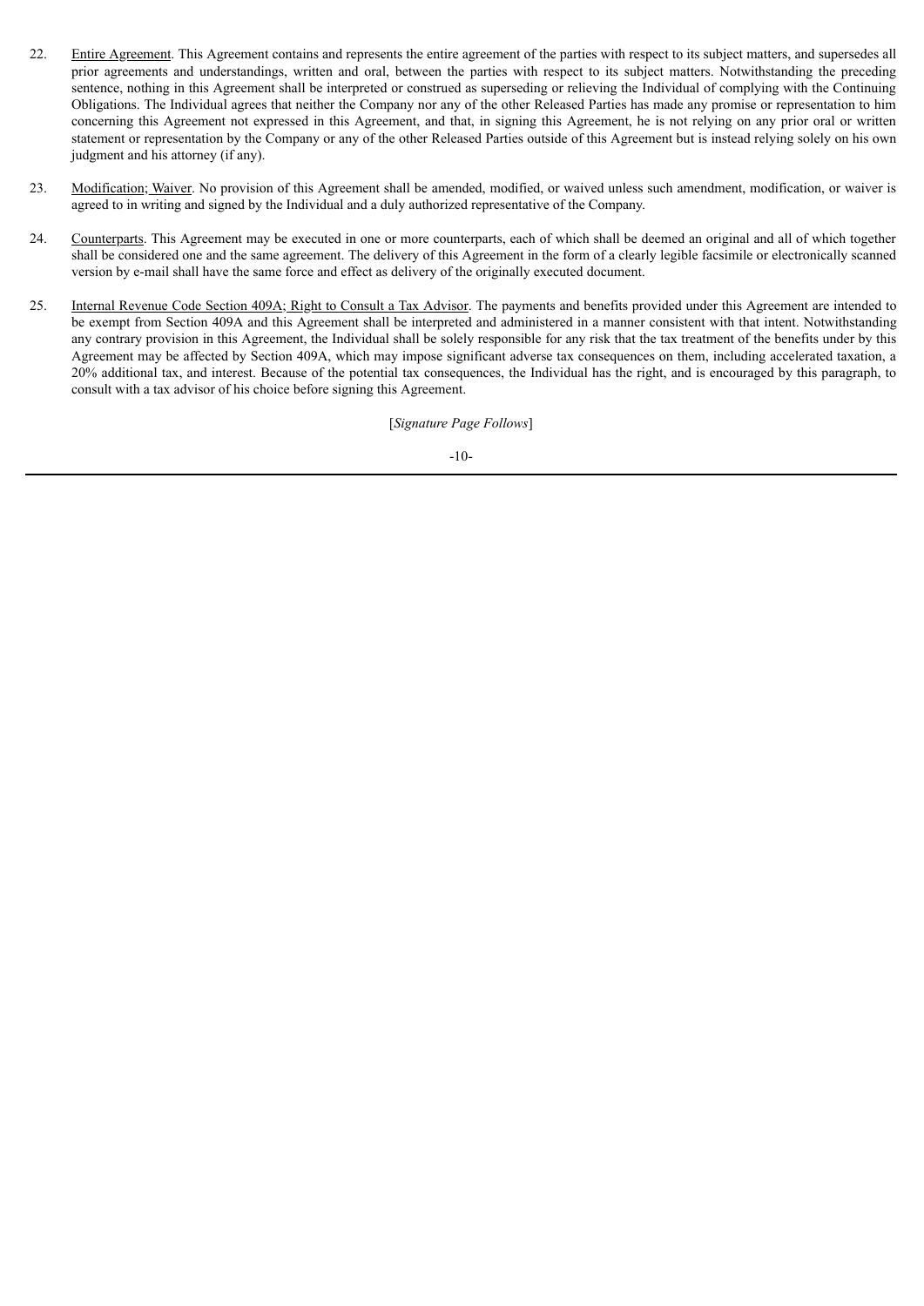22. Entire Agreement. This Agreement contains and represents the entire agreement of the parties with respect to its subject matters, and supersedes all prior agreements and understandings, written and oral, between the parties with respect to its subject matters. Notwithstanding the preceding sentence, nothing in this Agreement shall be interpreted or construed as superseding or relieving the Individual of complying with the Continuing Obligations. The Individual agrees that neither the Company nor any of the other Released Parties has made any promise or representation to him concerning this Agreement not expressed in this Agreement, and that, in signing this Agreement, he is not relying on any prior oral or written statement or representation by the Company or any of the other Released Parties outside of this Agreement but is instead relying solely on his own judgment and his attorney (if any).

23. Modification; Waiver. No provision of this Agreement shall be amended, modified, or waived unless such amendment, modification, or waiver is agreed to in writing and signed by the Individual and a duly authorized representative of the Company.

24. Counterparts. This Agreement may be executed in one or more counterparts, each of which shall be deemed an original and all of which together shall be considered one and the same agreement. The delivery of this Agreement in the form of a clearly legible facsimile or electronically scanned version by e-mail shall have the same force and effect as delivery of the originally executed document.

25. Internal Revenue Code Section 409A; Right to Consult a Tax Advisor. The payments and benefits provided under this Agreement are intended to be exempt from Section 409A and this Agreement shall be interpreted and administered in a manner consistent with that intent. Notwithstanding any contrary provision in this Agreement, the Individual shall be solely responsible for any risk that the tax treatment of the benefits under by this Agreement may be affected by Section 409A, which may impose significant adverse tax consequences on them, including accelerated taxation, a 20% additional tax, and interest. Because of the potential tax consequences, the Individual has the right, and is encouraged by this paragraph, to consult with a tax advisor of his choice before signing this Agreement.

[*Signature Page Follows*]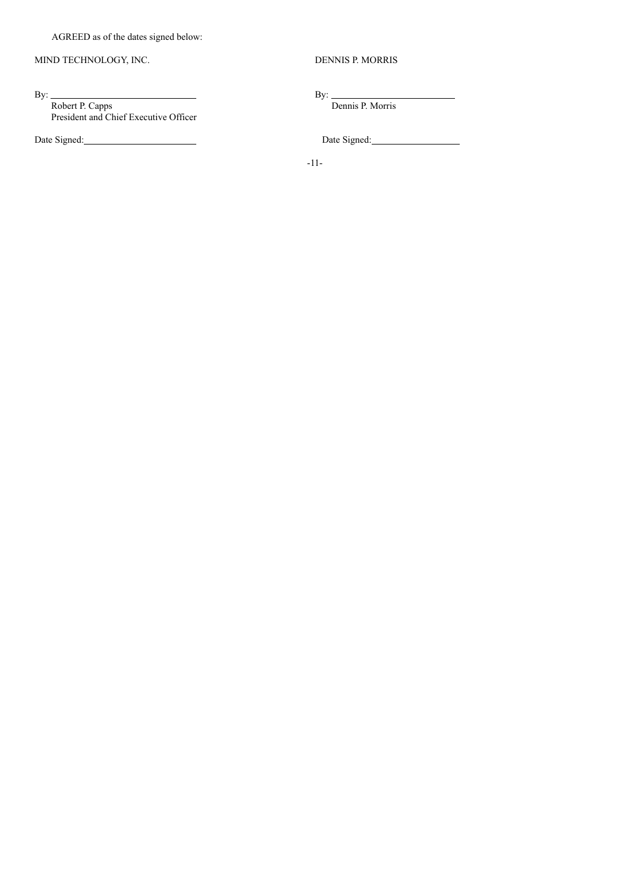AGREED as of the dates signed below:

| | |
|---|---|
| MIND TECHNOLOGY, INC. | DENNIS P. MORRIS |
| By: \_\_\_\_\_\_\_\_\_\_\_\_\_\_\_\_\_\_\_\_\_\_\_\_\_\_\_\_\_\_ | By: \_\_\_\_\_\_\_\_\_\_\_\_\_\_\_\_\_\_\_\_\_\_\_\_\_\_\_\_ |
| Robert P. Capps | Dennis P. Morris |
| President and Chief Executive Officer | |
| Date Signed: \_\_\_\_\_\_\_\_\_\_\_\_\_\_\_\_\_\_\_\_\_\_\_\_ | Date Signed: \_\_\_\_\_\_\_\_\_\_\_\_\_\_\_\_\_\_\_\_\_\_ |